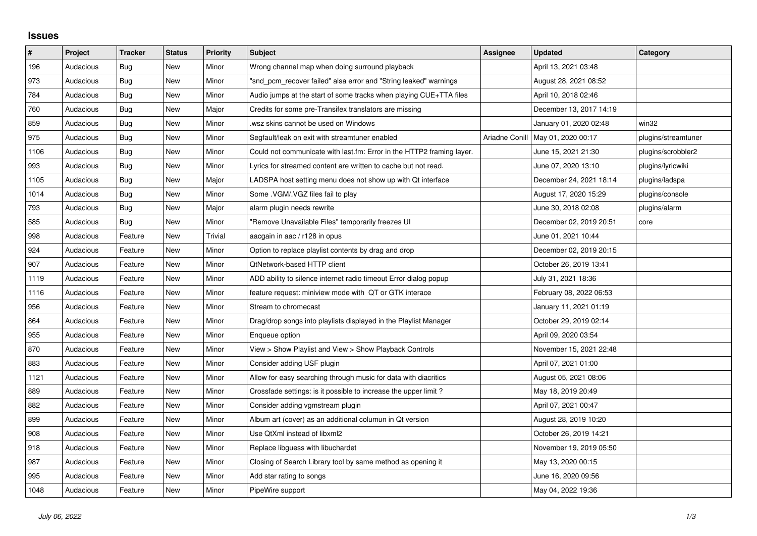## Issues

| # | Project | Tracker | Status | Priority | Subject | Assignee | Updated | Category |
|---|---|---|---|---|---|---|---|---|
| 196 | Audacious | Bug | New | Minor | Wrong channel map when doing surround playback | | April 13, 2021 03:48 | |
| 973 | Audacious | Bug | New | Minor | "snd_pcm_recover failed" alsa error and "String leaked" warnings | | August 28, 2021 08:52 | |
| 784 | Audacious | Bug | New | Minor | Audio jumps at the start of some tracks when playing CUE+TTA files | | April 10, 2018 02:46 | |
| 760 | Audacious | Bug | New | Major | Credits for some pre-Transifex translators are missing | | December 13, 2017 14:19 | |
| 859 | Audacious | Bug | New | Minor | .wsz skins cannot be used on Windows | | January 01, 2020 02:48 | win32 |
| 975 | Audacious | Bug | New | Minor | Segfault/leak on exit with streamtuner enabled | Ariadne Conill | May 01, 2020 00:17 | plugins/streamtuner |
| 1106 | Audacious | Bug | New | Minor | Could not communicate with last.fm: Error in the HTTP2 framing layer. | | June 15, 2021 21:30 | plugins/scrobbler2 |
| 993 | Audacious | Bug | New | Minor | Lyrics for streamed content are written to cache but not read. | | June 07, 2020 13:10 | plugins/lyricwiki |
| 1105 | Audacious | Bug | New | Major | LADSPA host setting menu does not show up with Qt interface | | December 24, 2021 18:14 | plugins/ladspa |
| 1014 | Audacious | Bug | New | Minor | Some .VGM/.VGZ files fail to play | | August 17, 2020 15:29 | plugins/console |
| 793 | Audacious | Bug | New | Major | alarm plugin needs rewrite | | June 30, 2018 02:08 | plugins/alarm |
| 585 | Audacious | Bug | New | Minor | "Remove Unavailable Files" temporarily freezes UI | | December 02, 2019 20:51 | core |
| 998 | Audacious | Feature | New | Trivial | aacgain in aac / r128 in opus | | June 01, 2021 10:44 | |
| 924 | Audacious | Feature | New | Minor | Option to replace playlist contents by drag and drop | | December 02, 2019 20:15 | |
| 907 | Audacious | Feature | New | Minor | QtNetwork-based HTTP client | | October 26, 2019 13:41 | |
| 1119 | Audacious | Feature | New | Minor | ADD ability to silence internet radio timeout Error dialog popup | | July 31, 2021 18:36 | |
| 1116 | Audacious | Feature | New | Minor | feature request: miniview mode with QT or GTK interace | | February 08, 2022 06:53 | |
| 956 | Audacious | Feature | New | Minor | Stream to chromecast | | January 11, 2021 01:19 | |
| 864 | Audacious | Feature | New | Minor | Drag/drop songs into playlists displayed in the Playlist Manager | | October 29, 2019 02:14 | |
| 955 | Audacious | Feature | New | Minor | Enqueue option | | April 09, 2020 03:54 | |
| 870 | Audacious | Feature | New | Minor | View > Show Playlist and View > Show Playback Controls | | November 15, 2021 22:48 | |
| 883 | Audacious | Feature | New | Minor | Consider adding USF plugin | | April 07, 2021 01:00 | |
| 1121 | Audacious | Feature | New | Minor | Allow for easy searching through music for data with diacritics | | August 05, 2021 08:06 | |
| 889 | Audacious | Feature | New | Minor | Crossfade settings: is it possible to increase the upper limit ? | | May 18, 2019 20:49 | |
| 882 | Audacious | Feature | New | Minor | Consider adding vgmstream plugin | | April 07, 2021 00:47 | |
| 899 | Audacious | Feature | New | Minor | Album art (cover) as an additional columun in Qt version | | August 28, 2019 10:20 | |
| 908 | Audacious | Feature | New | Minor | Use QtXml instead of libxml2 | | October 26, 2019 14:21 | |
| 918 | Audacious | Feature | New | Minor | Replace libguess with libuchardet | | November 19, 2019 05:50 | |
| 987 | Audacious | Feature | New | Minor | Closing of Search Library tool by same method as opening it | | May 13, 2020 00:15 | |
| 995 | Audacious | Feature | New | Minor | Add star rating to songs | | June 16, 2020 09:56 | |
| 1048 | Audacious | Feature | New | Minor | PipeWire support | | May 04, 2022 19:36 | |

*July 06, 2022*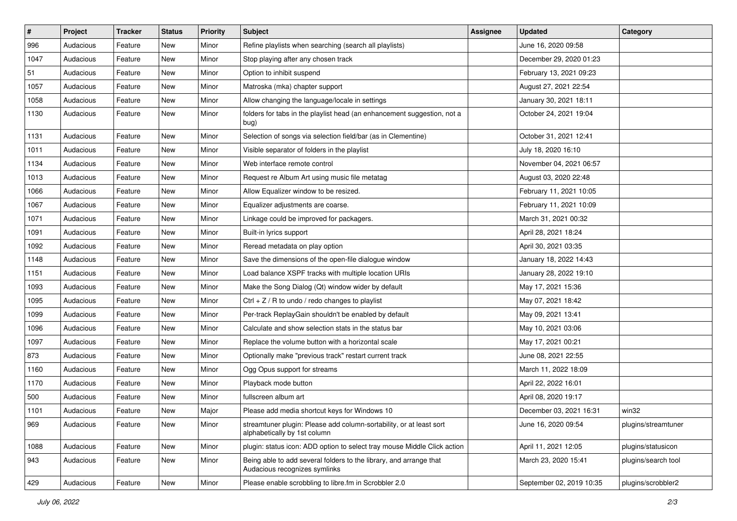| # | Project | Tracker | Status | Priority | Subject | Assignee | Updated | Category |
|---|---|---|---|---|---|---|---|---|
| 996 | Audacious | Feature | New | Minor | Refine playlists when searching (search all playlists) | | June 16, 2020 09:58 | |
| 1047 | Audacious | Feature | New | Minor | Stop playing after any chosen track | | December 29, 2020 01:23 | |
| 51 | Audacious | Feature | New | Minor | Option to inhibit suspend | | February 13, 2021 09:23 | |
| 1057 | Audacious | Feature | New | Minor | Matroska (mka) chapter support | | August 27, 2021 22:54 | |
| 1058 | Audacious | Feature | New | Minor | Allow changing the language/locale in settings | | January 30, 2021 18:11 | |
| 1130 | Audacious | Feature | New | Minor | folders for tabs in the playlist head (an enhancement suggestion, not a bug) | | October 24, 2021 19:04 | |
| 1131 | Audacious | Feature | New | Minor | Selection of songs via selection field/bar (as in Clementine) | | October 31, 2021 12:41 | |
| 1011 | Audacious | Feature | New | Minor | Visible separator of folders in the playlist | | July 18, 2020 16:10 | |
| 1134 | Audacious | Feature | New | Minor | Web interface remote control | | November 04, 2021 06:57 | |
| 1013 | Audacious | Feature | New | Minor | Request re Album Art using music file metatag | | August 03, 2020 22:48 | |
| 1066 | Audacious | Feature | New | Minor | Allow Equalizer window to be resized. | | February 11, 2021 10:05 | |
| 1067 | Audacious | Feature | New | Minor | Equalizer adjustments are coarse. | | February 11, 2021 10:09 | |
| 1071 | Audacious | Feature | New | Minor | Linkage could be improved for packagers. | | March 31, 2021 00:32 | |
| 1091 | Audacious | Feature | New | Minor | Built-in lyrics support | | April 28, 2021 18:24 | |
| 1092 | Audacious | Feature | New | Minor | Reread metadata on play option | | April 30, 2021 03:35 | |
| 1148 | Audacious | Feature | New | Minor | Save the dimensions of the open-file dialogue window | | January 18, 2022 14:43 | |
| 1151 | Audacious | Feature | New | Minor | Load balance XSPF tracks with multiple location URIs | | January 28, 2022 19:10 | |
| 1093 | Audacious | Feature | New | Minor | Make the Song Dialog (Qt) window wider by default | | May 17, 2021 15:36 | |
| 1095 | Audacious | Feature | New | Minor | Ctrl + Z / R to undo / redo changes to playlist | | May 07, 2021 18:42 | |
| 1099 | Audacious | Feature | New | Minor | Per-track ReplayGain shouldn't be enabled by default | | May 09, 2021 13:41 | |
| 1096 | Audacious | Feature | New | Minor | Calculate and show selection stats in the status bar | | May 10, 2021 03:06 | |
| 1097 | Audacious | Feature | New | Minor | Replace the volume button with a horizontal scale | | May 17, 2021 00:21 | |
| 873 | Audacious | Feature | New | Minor | Optionally make "previous track" restart current track | | June 08, 2021 22:55 | |
| 1160 | Audacious | Feature | New | Minor | Ogg Opus support for streams | | March 11, 2022 18:09 | |
| 1170 | Audacious | Feature | New | Minor | Playback mode button | | April 22, 2022 16:01 | |
| 500 | Audacious | Feature | New | Minor | fullscreen album art | | April 08, 2020 19:17 | |
| 1101 | Audacious | Feature | New | Major | Please add media shortcut keys for Windows 10 | | December 03, 2021 16:31 | win32 |
| 969 | Audacious | Feature | New | Minor | streamtuner plugin: Please add column-sortability, or at least sort alphabetically by 1st column | | June 16, 2020 09:54 | plugins/streamtuner |
| 1088 | Audacious | Feature | New | Minor | plugin: status icon: ADD option to select tray mouse Middle Click action | | April 11, 2021 12:05 | plugins/statusicon |
| 943 | Audacious | Feature | New | Minor | Being able to add several folders to the library, and arrange that Audacious recognizes symlinks | | March 23, 2020 15:41 | plugins/search tool |
| 429 | Audacious | Feature | New | Minor | Please enable scrobbling to libre.fm in Scrobbler 2.0 | | September 02, 2019 10:35 | plugins/scrobbler2 |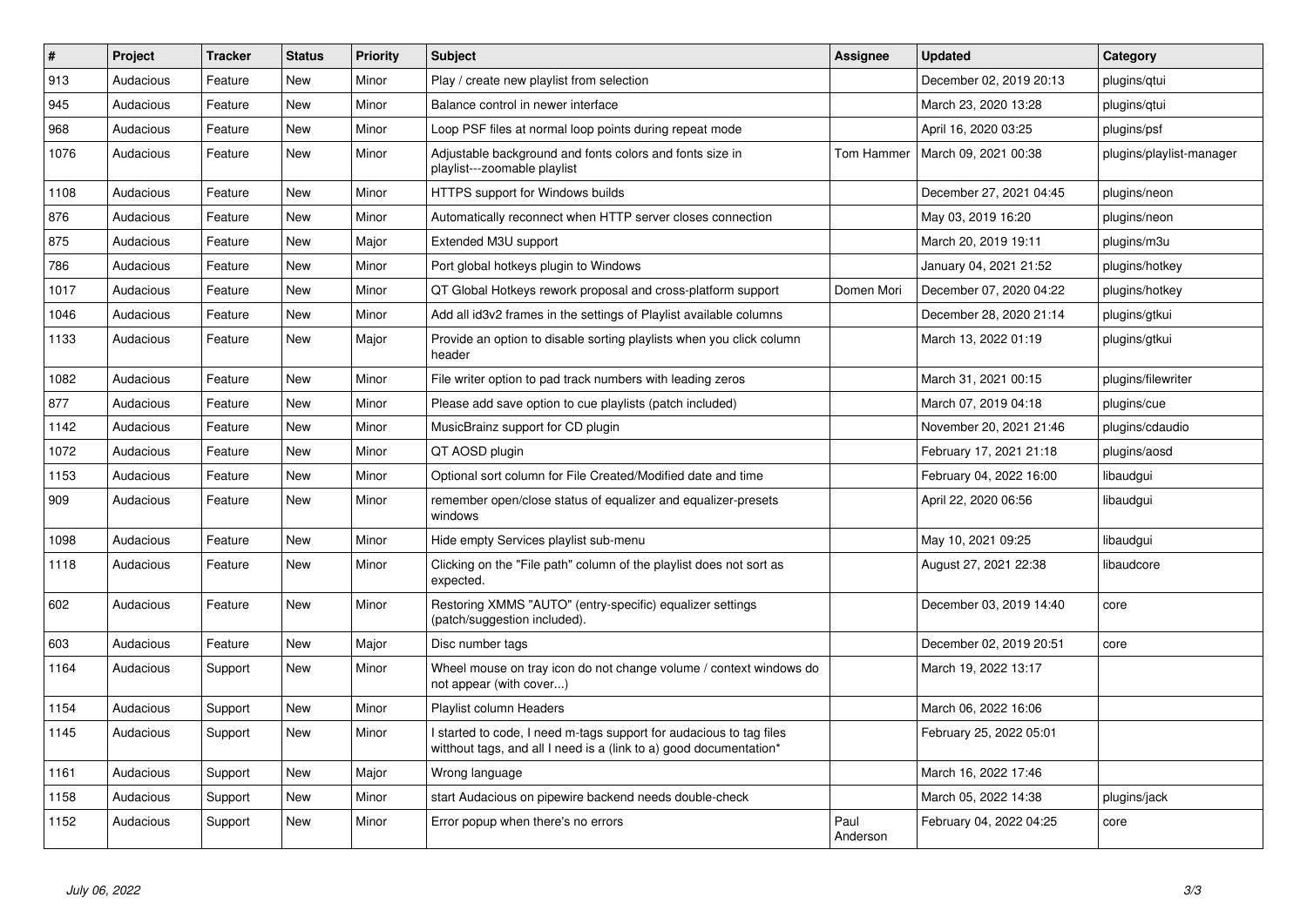| # | Project | Tracker | Status | Priority | Subject | Assignee | Updated | Category |
|---|---|---|---|---|---|---|---|---|
| 913 | Audacious | Feature | New | Minor | Play / create new playlist from selection | | December 02, 2019 20:13 | plugins/qtui |
| 945 | Audacious | Feature | New | Minor | Balance control in newer interface | | March 23, 2020 13:28 | plugins/qtui |
| 968 | Audacious | Feature | New | Minor | Loop PSF files at normal loop points during repeat mode | | April 16, 2020 03:25 | plugins/psf |
| 1076 | Audacious | Feature | New | Minor | Adjustable background and fonts colors and fonts size in playlist---zoomable playlist | Tom Hammer | March 09, 2021 00:38 | plugins/playlist-manager |
| 1108 | Audacious | Feature | New | Minor | HTTPS support for Windows builds | | December 27, 2021 04:45 | plugins/neon |
| 876 | Audacious | Feature | New | Minor | Automatically reconnect when HTTP server closes connection | | May 03, 2019 16:20 | plugins/neon |
| 875 | Audacious | Feature | New | Major | Extended M3U support | | March 20, 2019 19:11 | plugins/m3u |
| 786 | Audacious | Feature | New | Minor | Port global hotkeys plugin to Windows | | January 04, 2021 21:52 | plugins/hotkey |
| 1017 | Audacious | Feature | New | Minor | QT Global Hotkeys rework proposal and cross-platform support | Domen Mori | December 07, 2020 04:22 | plugins/hotkey |
| 1046 | Audacious | Feature | New | Minor | Add all id3v2 frames in the settings of Playlist available columns | | December 28, 2020 21:14 | plugins/gtkui |
| 1133 | Audacious | Feature | New | Major | Provide an option to disable sorting playlists when you click column header | | March 13, 2022 01:19 | plugins/gtkui |
| 1082 | Audacious | Feature | New | Minor | File writer option to pad track numbers with leading zeros | | March 31, 2021 00:15 | plugins/filewriter |
| 877 | Audacious | Feature | New | Minor | Please add save option to cue playlists (patch included) | | March 07, 2019 04:18 | plugins/cue |
| 1142 | Audacious | Feature | New | Minor | MusicBrainz support for CD plugin | | November 20, 2021 21:46 | plugins/cdaudio |
| 1072 | Audacious | Feature | New | Minor | QT AOSD plugin | | February 17, 2021 21:18 | plugins/aosd |
| 1153 | Audacious | Feature | New | Minor | Optional sort column for File Created/Modified date and time | | February 04, 2022 16:00 | libaudgui |
| 909 | Audacious | Feature | New | Minor | remember open/close status of equalizer and equalizer-presets windows | | April 22, 2020 06:56 | libaudgui |
| 1098 | Audacious | Feature | New | Minor | Hide empty Services playlist sub-menu | | May 10, 2021 09:25 | libaudgui |
| 1118 | Audacious | Feature | New | Minor | Clicking on the "File path" column of the playlist does not sort as expected. | | August 27, 2021 22:38 | libaudcore |
| 602 | Audacious | Feature | New | Minor | Restoring XMMS "AUTO" (entry-specific) equalizer settings (patch/suggestion included). | | December 03, 2019 14:40 | core |
| 603 | Audacious | Feature | New | Major | Disc number tags | | December 02, 2019 20:51 | core |
| 1164 | Audacious | Support | New | Minor | Wheel mouse on tray icon do not change volume / context windows do not appear (with cover...) | | March 19, 2022 13:17 | |
| 1154 | Audacious | Support | New | Minor | Playlist column Headers | | March 06, 2022 16:06 | |
| 1145 | Audacious | Support | New | Minor | I started to code, I need m-tags support for audacious to tag files witthout tags, and all I need is a (link to a) good documentation* | | February 25, 2022 05:01 | |
| 1161 | Audacious | Support | New | Major | Wrong language | | March 16, 2022 17:46 | |
| 1158 | Audacious | Support | New | Minor | start Audacious on pipewire backend needs double-check | | March 05, 2022 14:38 | plugins/jack |
| 1152 | Audacious | Support | New | Minor | Error popup when there's no errors | Paul Anderson | February 04, 2022 04:25 | core |

*July 06, 2022*